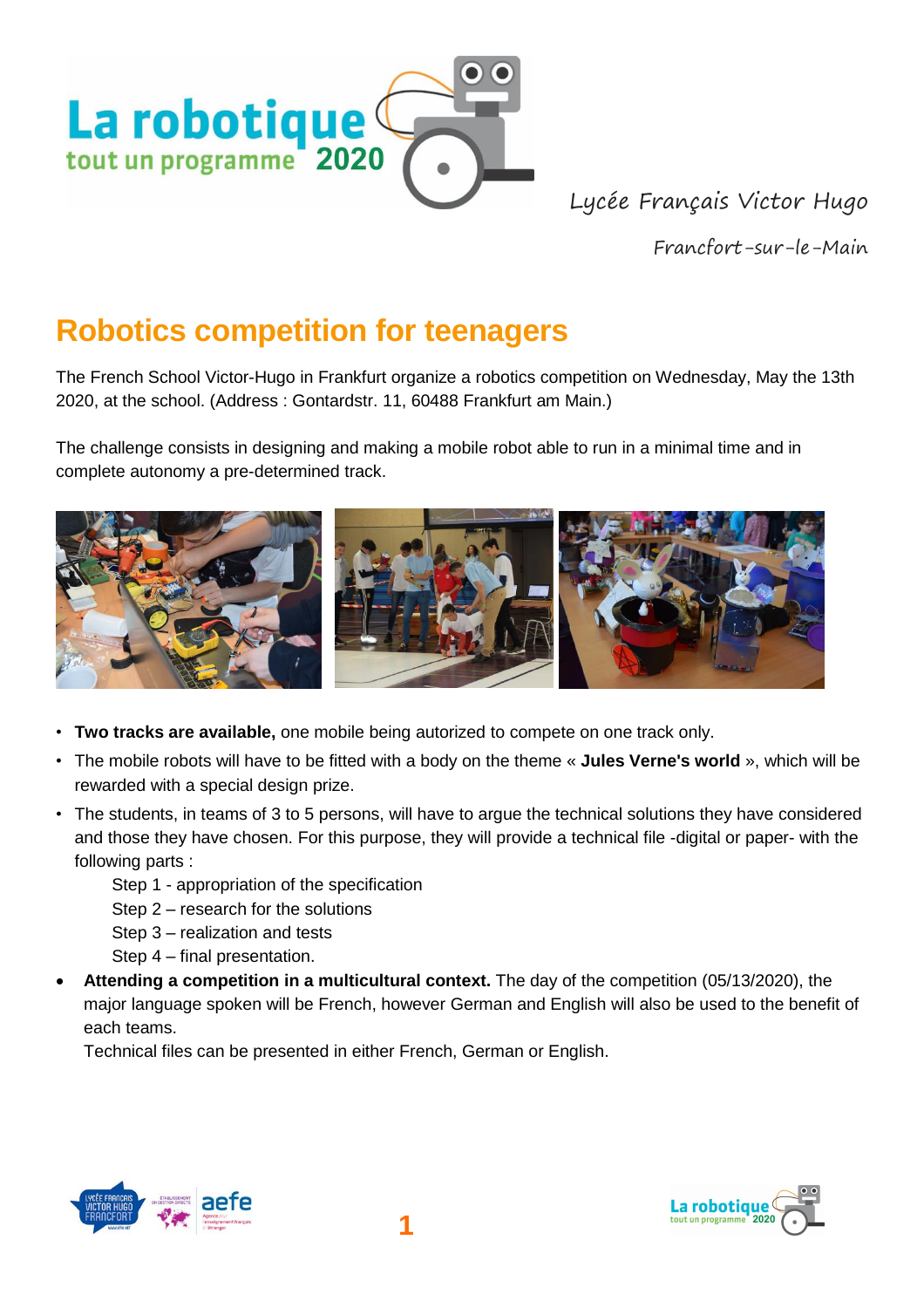Lycée Français Victor Hugo

Francfort-sur-le-Main

# Robotics competition for teenagers

The French School Victor-Hugo in Frankfurt organize a robotics competition on Wednesday, May the 13th 2020, at the school. (Address : Gontardstr. 11, 60488 Frankfurt am Main.)

The challenge consists in designing and making a mobile robot able to run in a minimal time and in complete autonomy a pre-determined track.

- **Two tracks are available,** one mobile being autorized to compete on one track only.
- The mobile robots will have to be fitted with a body on the theme « **Jules Verne's world** », which will be rewarded with a special design prize.
- The students, in teams of 3 to 5 persons, will have to argue the technical solutions they have considered and those they have chosen. For this purpose, they will provide a technical file -digital or paper- with the following parts :

  Step 1 - appropriation of the specification
  Step 2 – research for the solutions
  Step 3 – realization and tests
  Step 4 – final presentation.

- **Attending a competition in a multicultural context.** The day of the competition (05/13/2020), the major language spoken will be French, however German and English will also be used to the benefit of each teams.

  Technical files can be presented in either French, German or English.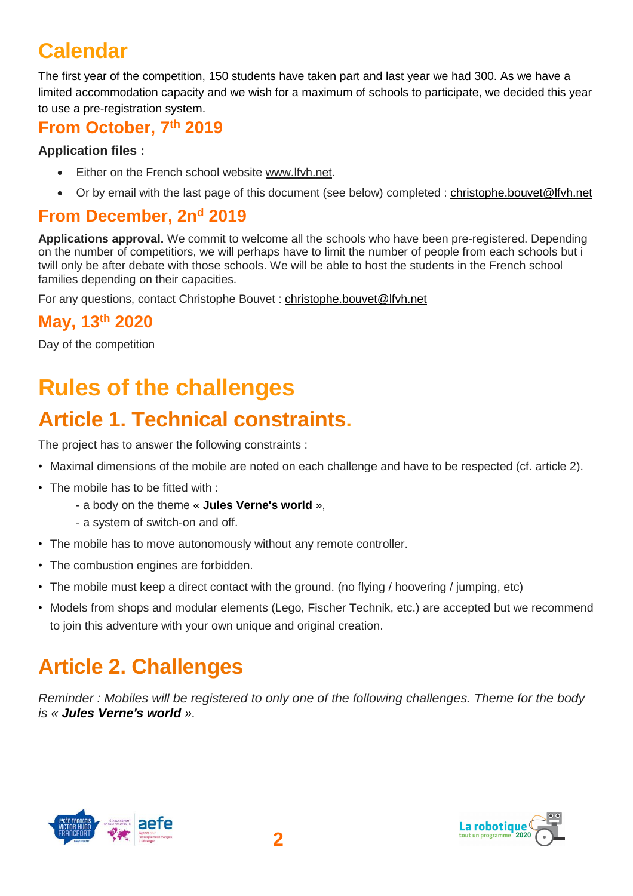# Calendar

The first year of the competition, 150 students have taken part and last year we had 300. As we have a limited accommodation capacity and we wish for a maximum of schools to participate, we decided this year to use a pre-registration system.

## From October, 7th 2019

**Application files :**

- Either on the French school website www.lfvh.net.
- Or by email with the last page of this document (see below) completed : christophe.bouvet@lfvh.net

## From December, 2nd 2019

**Applications approval.** We commit to welcome all the schools who have been pre-registered. Depending on the number of competitiors, we will perhaps have to limit the number of people from each schools but i twill only be after debate with those schools. We will be able to host the students in the French school families depending on their capacities.

For any questions, contact Christophe Bouvet : christophe.bouvet@lfvh.net

## May, 13th 2020

Day of the competition

# Rules of the challenges

# Article 1. Technical constraints.

The project has to answer the following constraints :

- Maximal dimensions of the mobile are noted on each challenge and have to be respected (cf. article 2).
- The mobile has to be fitted with :
  - a body on the theme « **Jules Verne's world** »,
  - a system of switch-on and off.
- The mobile has to move autonomously without any remote controller.
- The combustion engines are forbidden.
- The mobile must keep a direct contact with the ground. (no flying / hoovering / jumping, etc)
- Models from shops and modular elements (Lego, Fischer Technik, etc.) are accepted but we recommend to join this adventure with your own unique and original creation.

# Article 2. Challenges

*Reminder : Mobiles will be registered to only one of the following challenges. Theme for the body is « **Jules Verne's world** ».*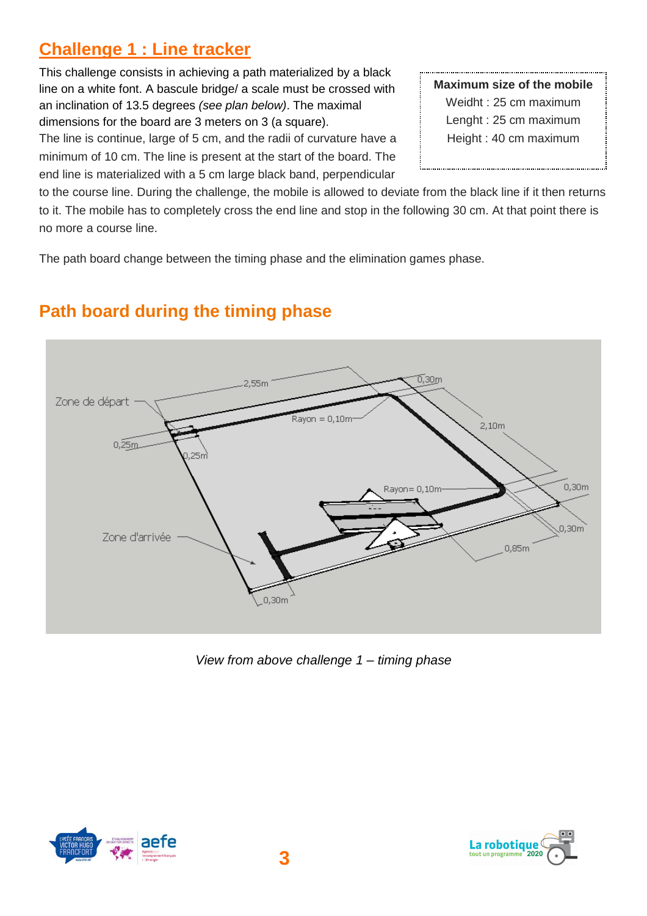## Challenge 1 : Line tracker

This challenge consists in achieving a path materialized by a black line on a white font. A bascule bridge/ a scale must be crossed with an inclination of 13.5 degrees *(see plan below)*. The maximal dimensions for the board are 3 meters on 3 (a square).

The line is continue, large of 5 cm, and the radii of curvature have a minimum of 10 cm. The line is present at the start of the board. The end line is materialized with a 5 cm large black band, perpendicular to the course line. During the challenge, the mobile is allowed to deviate from the black line if it then returns to it. The mobile has to completely cross the end line and stop in the following 30 cm. At that point there is no more a course line.

**Maximum size of the mobile**

Weidht : 25 cm maximum

Lenght : 25 cm maximum

Height : 40 cm maximum

The path board change between the timing phase and the elimination games phase.

## Path board during the timing phase

*View from above challenge 1 – timing phase*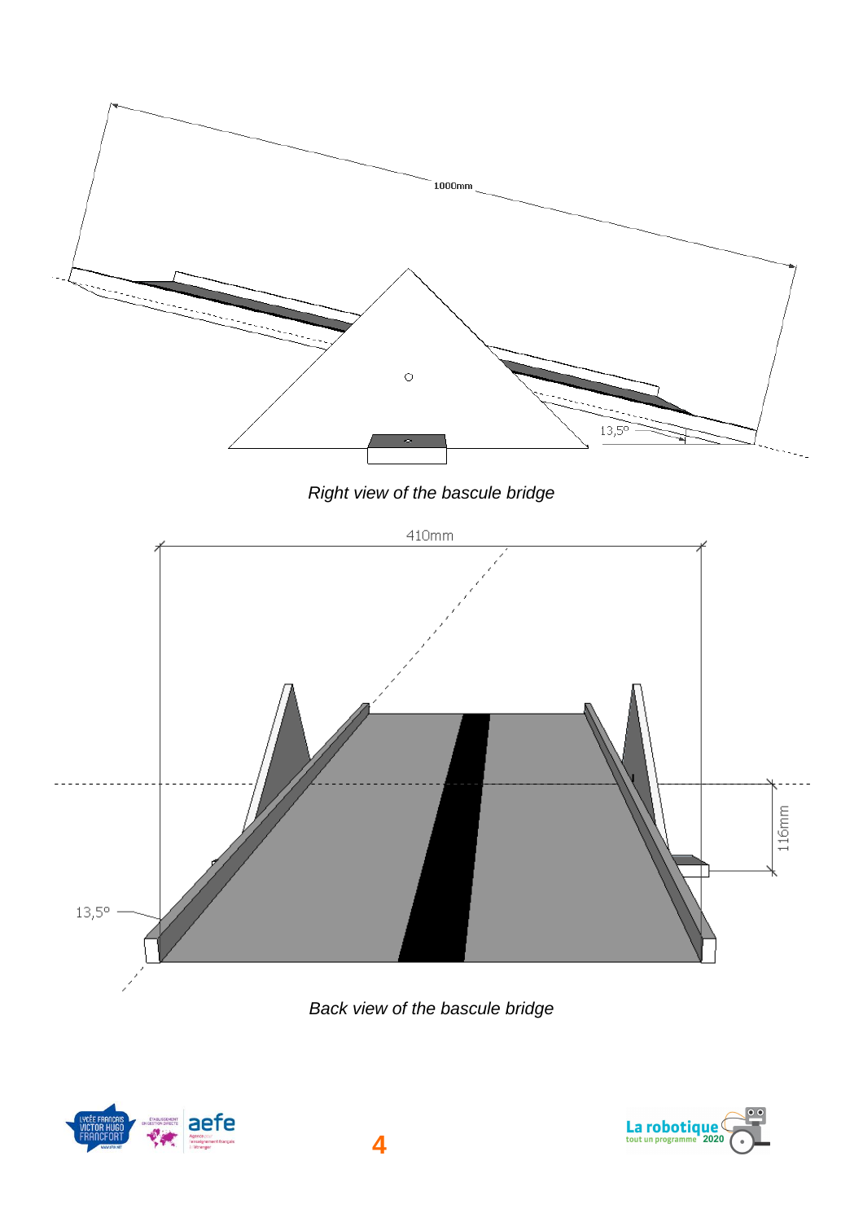1000mm

13,5°

*Right view of the bascule bridge*

410mm

116mm

13,5°

*Back view of the bascule bridge*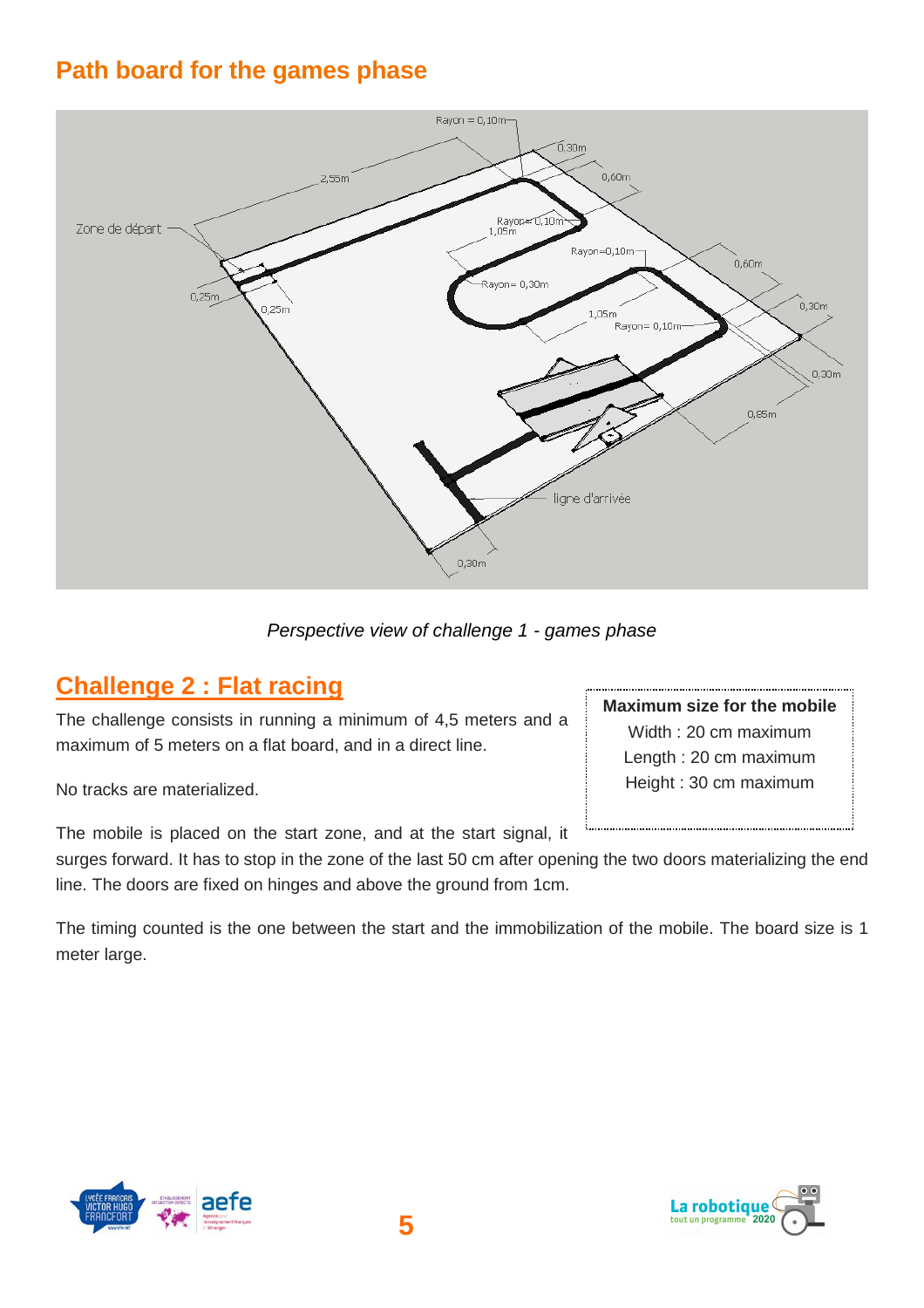## Path board for the games phase

*Perspective view of challenge 1 - games phase*

## Challenge 2 : Flat racing

The challenge consists in running a minimum of 4,5 meters and a maximum of 5 meters on a flat board, and in a direct line.

No tracks are materialized.

**Maximum size for the mobile**

Width : 20 cm maximum

Length : 20 cm maximum

Height : 30 cm maximum

The mobile is placed on the start zone, and at the start signal, it surges forward. It has to stop in the zone of the last 50 cm after opening the two doors materializing the end line. The doors are fixed on hinges and above the ground from 1cm.

The timing counted is the one between the start and the immobilization of the mobile. The board size is 1 meter large.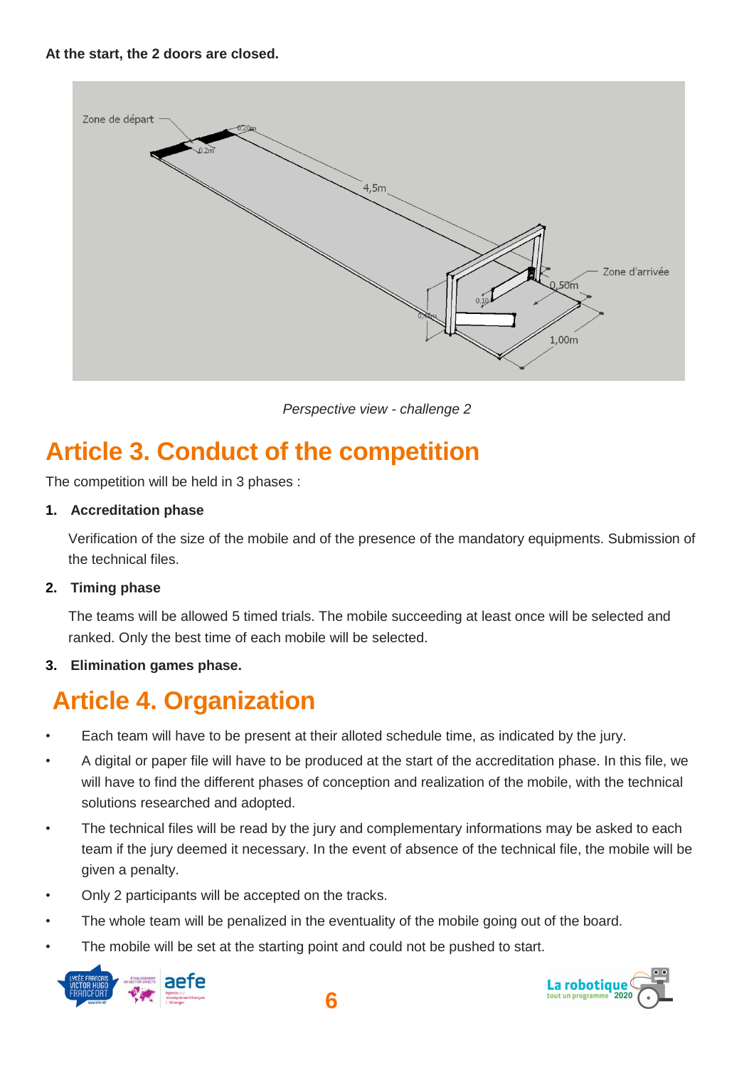**At the start, the 2 doors are closed.**

*Perspective view - challenge 2*

# Article 3. Conduct of the competition

The competition will be held in 3 phases :

1. **Accreditation phase**

   Verification of the size of the mobile and of the presence of the mandatory equipments. Submission of the technical files.

2. **Timing phase**

   The teams will be allowed 5 timed trials. The mobile succeeding at least once will be selected and ranked. Only the best time of each mobile will be selected.

3. **Elimination games phase.**

# Article 4. Organization

- Each team will have to be present at their alloted schedule time, as indicated by the jury.
- A digital or paper file will have to be produced at the start of the accreditation phase. In this file, we will have to find the different phases of conception and realization of the mobile, with the technical solutions researched and adopted.
- The technical files will be read by the jury and complementary informations may be asked to each team if the jury deemed it necessary. In the event of absence of the technical file, the mobile will be given a penalty.
- Only 2 participants will be accepted on the tracks.
- The whole team will be penalized in the eventuality of the mobile going out of the board.
- The mobile will be set at the starting point and could not be pushed to start.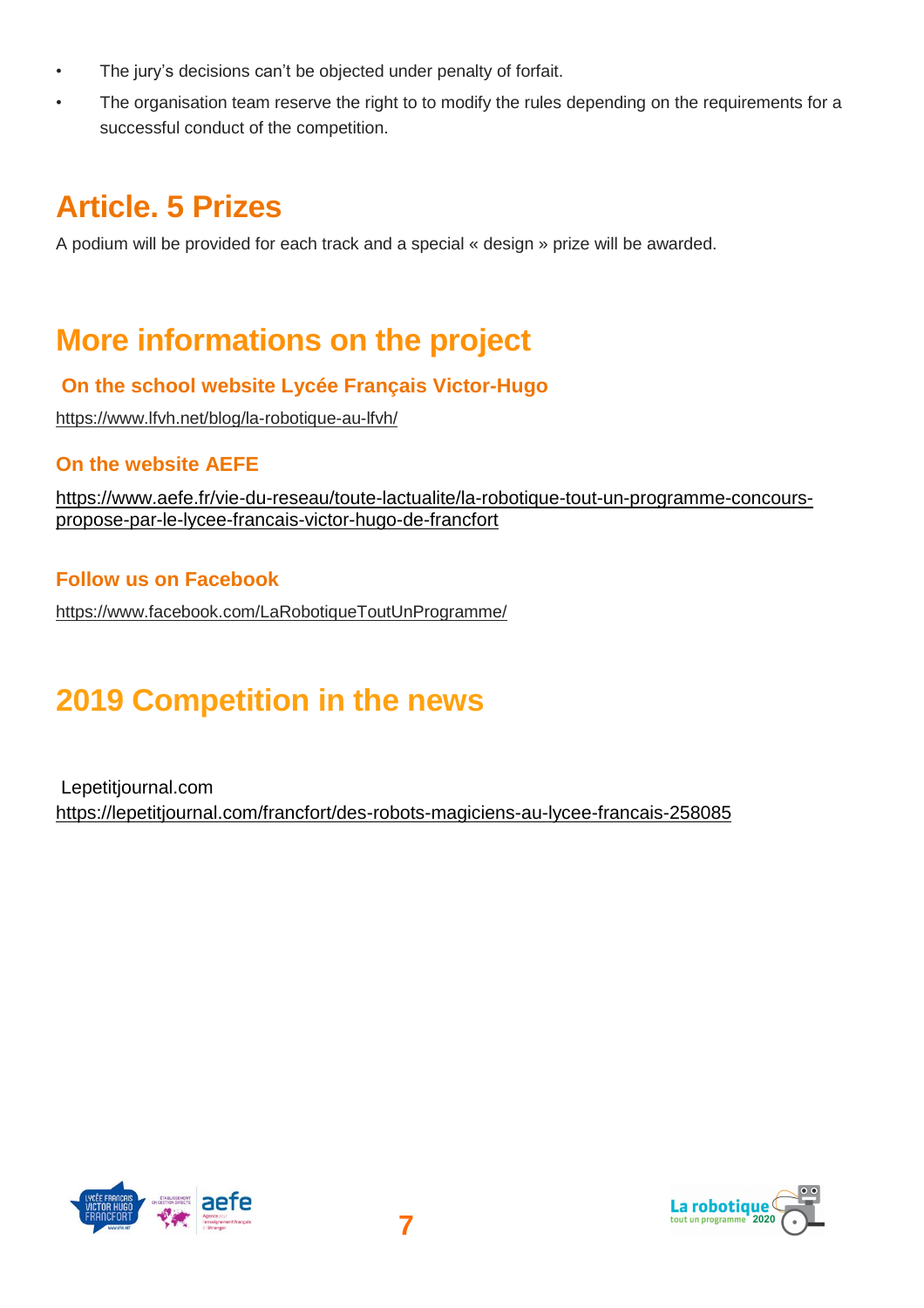- The jury's decisions can't be objected under penalty of forfait.
- The organisation team reserve the right to to modify the rules depending on the requirements for a successful conduct of the competition.

## Article. 5 Prizes

A podium will be provided for each track and a special « design » prize will be awarded.

## More informations on the project

### On the school website Lycée Français Victor-Hugo

https://www.lfvh.net/blog/la-robotique-au-lfvh/

### On the website AEFE

https://www.aefe.fr/vie-du-reseau/toute-lactualite/la-robotique-tout-un-programme-concours-propose-par-le-lycee-francais-victor-hugo-de-francfort

### Follow us on Facebook

https://www.facebook.com/LaRobotiqueToutUnProgramme/

## 2019 Competition in the news

Lepetitjournal.com
https://lepetitjournal.com/francfort/des-robots-magiciens-au-lycee-francais-258085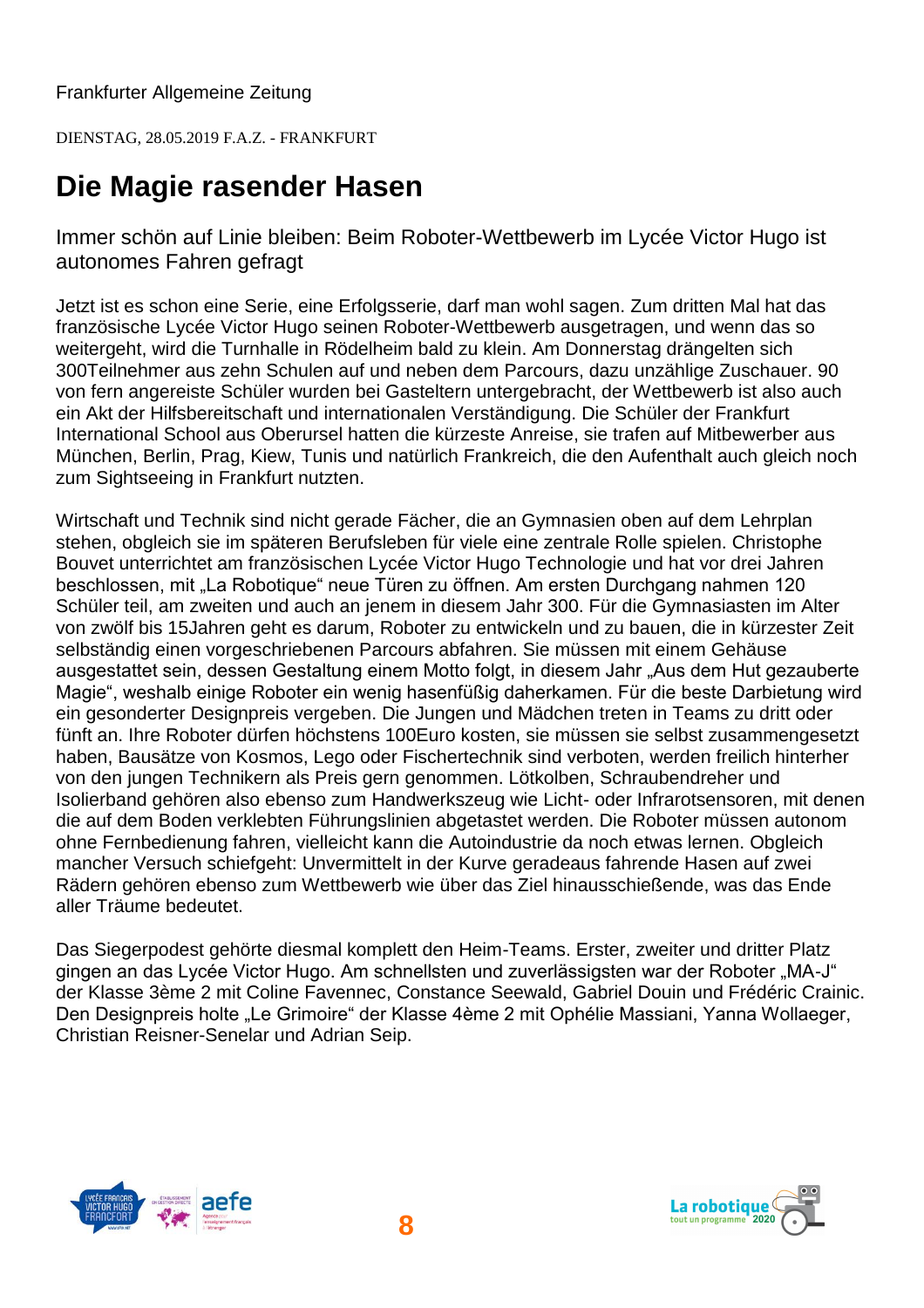Frankfurter Allgemeine Zeitung

DIENSTAG, 28.05.2019 F.A.Z. - FRANKFURT

# Die Magie rasender Hasen

Immer schön auf Linie bleiben: Beim Roboter-Wettbewerb im Lycée Victor Hugo ist autonomes Fahren gefragt

Jetzt ist es schon eine Serie, eine Erfolgsserie, darf man wohl sagen. Zum dritten Mal hat das französische Lycée Victor Hugo seinen Roboter-Wettbewerb ausgetragen, und wenn das so weitergeht, wird die Turnhalle in Rödelheim bald zu klein. Am Donnerstag drängelten sich 300Teilnehmer aus zehn Schulen auf und neben dem Parcours, dazu unzählige Zuschauer. 90 von fern angereiste Schüler wurden bei Gasteltern untergebracht, der Wettbewerb ist also auch ein Akt der Hilfsbereitschaft und internationalen Verständigung. Die Schüler der Frankfurt International School aus Oberursel hatten die kürzeste Anreise, sie trafen auf Mitbewerber aus München, Berlin, Prag, Kiew, Tunis und natürlich Frankreich, die den Aufenthalt auch gleich noch zum Sightseeing in Frankfurt nutzten.

Wirtschaft und Technik sind nicht gerade Fächer, die an Gymnasien oben auf dem Lehrplan stehen, obgleich sie im späteren Berufsleben für viele eine zentrale Rolle spielen. Christophe Bouvet unterrichtet am französischen Lycée Victor Hugo Technologie und hat vor drei Jahren beschlossen, mit „La Robotique" neue Türen zu öffnen. Am ersten Durchgang nahmen 120 Schüler teil, am zweiten und auch an jenem in diesem Jahr 300. Für die Gymnasiasten im Alter von zwölf bis 15Jahren geht es darum, Roboter zu entwickeln und zu bauen, die in kürzester Zeit selbständig einen vorgeschriebenen Parcours abfahren. Sie müssen mit einem Gehäuse ausgestattet sein, dessen Gestaltung einem Motto folgt, in diesem Jahr „Aus dem Hut gezauberte Magie", weshalb einige Roboter ein wenig hasenfüßig daherkamen. Für die beste Darbietung wird ein gesonderter Designpreis vergeben. Die Jungen und Mädchen treten in Teams zu dritt oder fünft an. Ihre Roboter dürfen höchstens 100Euro kosten, sie müssen sie selbst zusammengesetzt haben, Bausätze von Kosmos, Lego oder Fischertechnik sind verboten, werden freilich hinterher von den jungen Technikern als Preis gern genommen. Lötkolben, Schraubendreher und Isolierband gehören also ebenso zum Handwerkszeug wie Licht- oder Infrarotsensoren, mit denen die auf dem Boden verklebten Führungslinien abgetastet werden. Die Roboter müssen autonom ohne Fernbedienung fahren, vielleicht kann die Autoindustrie da noch etwas lernen. Obgleich mancher Versuch schiefgeht: Unvermittelt in der Kurve geradeaus fahrende Hasen auf zwei Rädern gehören ebenso zum Wettbewerb wie über das Ziel hinausschießende, was das Ende aller Träume bedeutet.

Das Siegerpodest gehörte diesmal komplett den Heim-Teams. Erster, zweiter und dritter Platz gingen an das Lycée Victor Hugo. Am schnellsten und zuverlässigsten war der Roboter „MA-J" der Klasse 3ème 2 mit Coline Favennec, Constance Seewald, Gabriel Douin und Frédéric Crainic. Den Designpreis holte „Le Grimoire" der Klasse 4ème 2 mit Ophélie Massiani, Yanna Wollaeger, Christian Reisner-Senelar und Adrian Seip.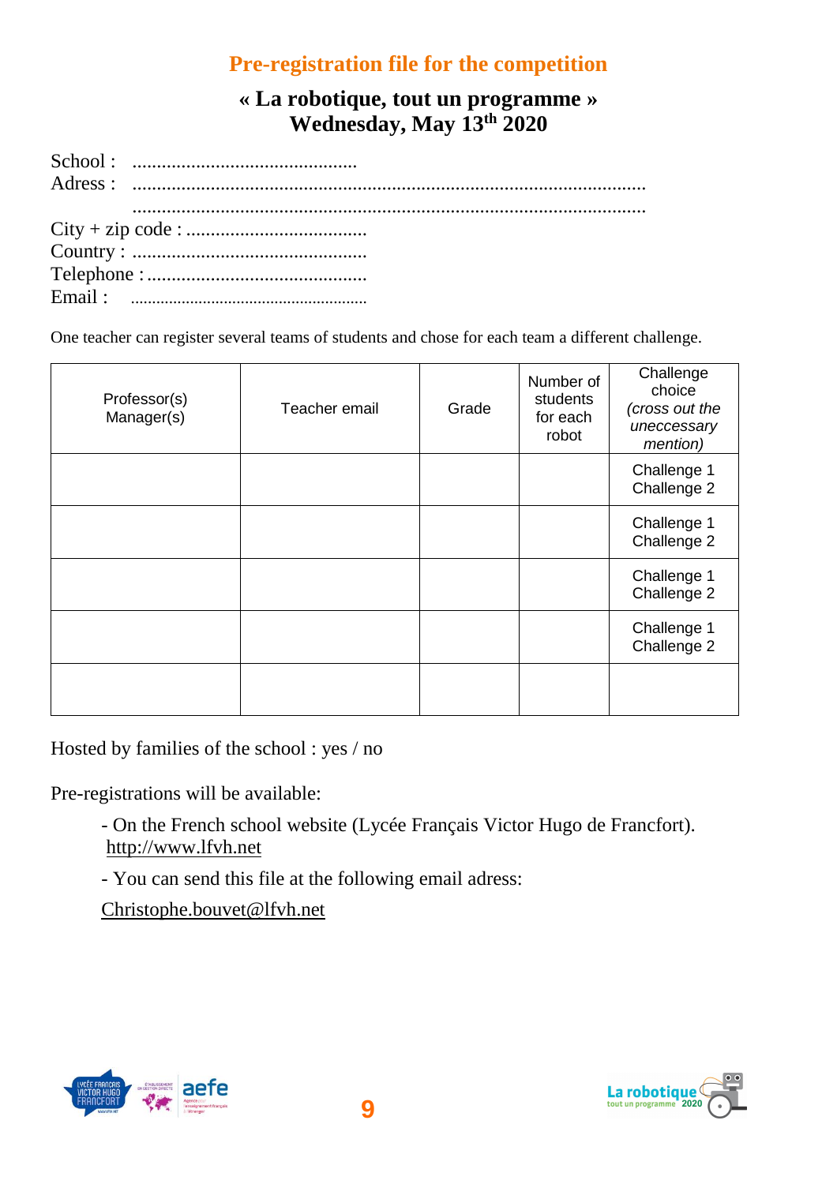## Pre-registration file for the competition

### « La robotique, tout un programme » Wednesday, May 13$^{th}$ 2020

School : ..............................................
Adress : .......................................................................................................
.......................................................................................................
City + zip code : .....................................
Country : ................................................
Telephone : .............................................
Email : .......................................................

One teacher can register several teams of students and chose for each team a different challenge.

| Professor(s) Manager(s) | Teacher email | Grade | Number of students for each robot | Challenge choice *(cross out the uneccessary mention)* |
|---|---|---|---|---|
| | | | | Challenge 1 Challenge 2 |
| | | | | Challenge 1 Challenge 2 |
| | | | | Challenge 1 Challenge 2 |
| | | | | Challenge 1 Challenge 2 |
| | | | | |

Hosted by families of the school : yes / no

Pre-registrations will be available:

- On the French school website (Lycée Français Victor Hugo de Francfort). http://www.lfvh.net
- You can send this file at the following email adress:
  Christophe.bouvet@lfvh.net